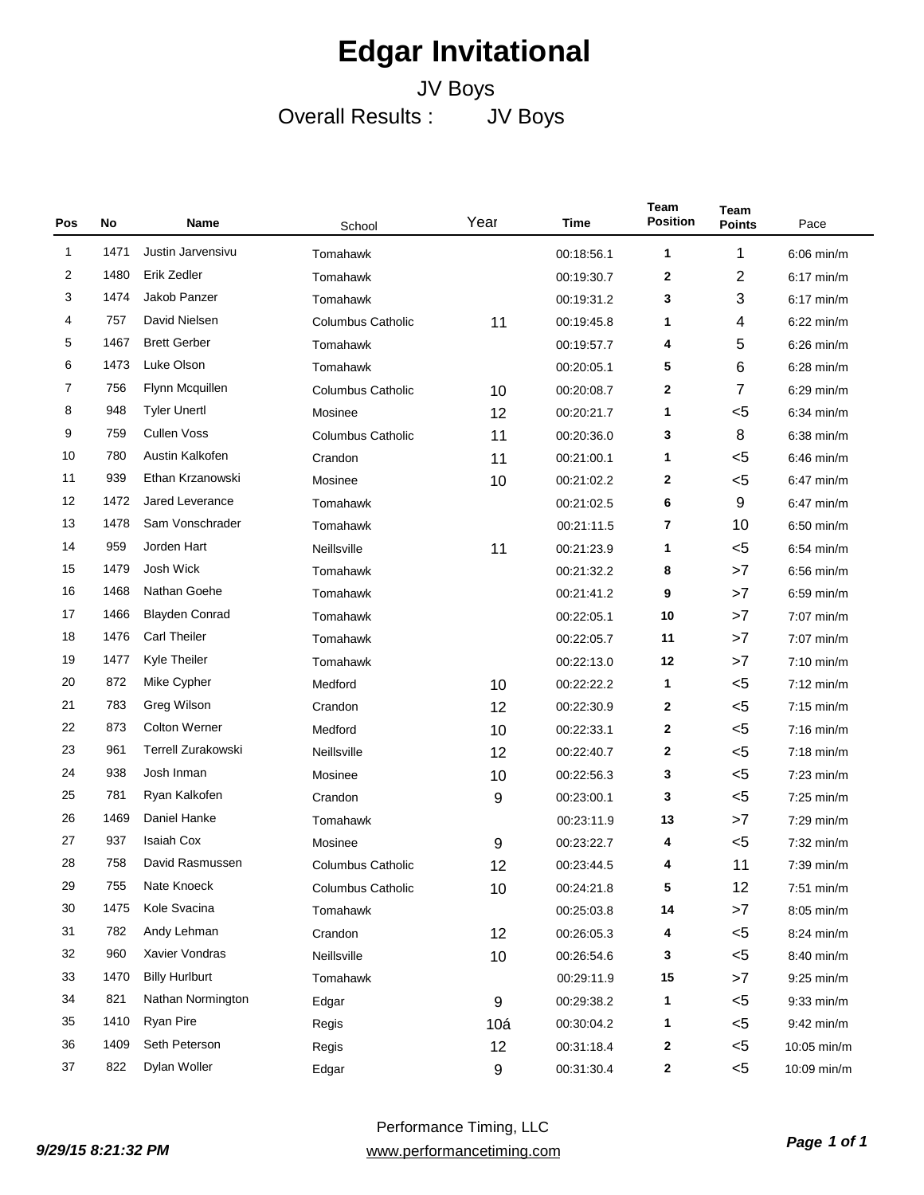# Edgar Invitational

JV Boys

Overall Results : JV Boys

| Pos | No | Name | School | Year | Time | Team Position | Team Points | Pace |
|---|---|---|---|---|---|---|---|---|
| 1 | 1471 | Justin Jarvensivu | Tomahawk | | 00:18:56.1 | 1 | 1 | 6:06 min/m |
| 2 | 1480 | Erik Zedler | Tomahawk | | 00:19:30.7 | 2 | 2 | 6:17 min/m |
| 3 | 1474 | Jakob Panzer | Tomahawk | | 00:19:31.2 | 3 | 3 | 6:17 min/m |
| 4 | 757 | David Nielsen | Columbus Catholic | 11 | 00:19:45.8 | 1 | 4 | 6:22 min/m |
| 5 | 1467 | Brett Gerber | Tomahawk | | 00:19:57.7 | 4 | 5 | 6:26 min/m |
| 6 | 1473 | Luke Olson | Tomahawk | | 00:20:05.1 | 5 | 6 | 6:28 min/m |
| 7 | 756 | Flynn Mcquillen | Columbus Catholic | 10 | 00:20:08.7 | 2 | 7 | 6:29 min/m |
| 8 | 948 | Tyler Unertl | Mosinee | 12 | 00:20:21.7 | 1 | <5 | 6:34 min/m |
| 9 | 759 | Cullen Voss | Columbus Catholic | 11 | 00:20:36.0 | 3 | 8 | 6:38 min/m |
| 10 | 780 | Austin Kalkofen | Crandon | 11 | 00:21:00.1 | 1 | <5 | 6:46 min/m |
| 11 | 939 | Ethan Krzanowski | Mosinee | 10 | 00:21:02.2 | 2 | <5 | 6:47 min/m |
| 12 | 1472 | Jared Leverance | Tomahawk | | 00:21:02.5 | 6 | 9 | 6:47 min/m |
| 13 | 1478 | Sam Vonschrader | Tomahawk | | 00:21:11.5 | 7 | 10 | 6:50 min/m |
| 14 | 959 | Jorden Hart | Neillsville | 11 | 00:21:23.9 | 1 | <5 | 6:54 min/m |
| 15 | 1479 | Josh Wick | Tomahawk | | 00:21:32.2 | 8 | >7 | 6:56 min/m |
| 16 | 1468 | Nathan Goehe | Tomahawk | | 00:21:41.2 | 9 | >7 | 6:59 min/m |
| 17 | 1466 | Blayden Conrad | Tomahawk | | 00:22:05.1 | 10 | >7 | 7:07 min/m |
| 18 | 1476 | Carl Theiler | Tomahawk | | 00:22:05.7 | 11 | >7 | 7:07 min/m |
| 19 | 1477 | Kyle Theiler | Tomahawk | | 00:22:13.0 | 12 | >7 | 7:10 min/m |
| 20 | 872 | Mike Cypher | Medford | 10 | 00:22:22.2 | 1 | <5 | 7:12 min/m |
| 21 | 783 | Greg Wilson | Crandon | 12 | 00:22:30.9 | 2 | <5 | 7:15 min/m |
| 22 | 873 | Colton Werner | Medford | 10 | 00:22:33.1 | 2 | <5 | 7:16 min/m |
| 23 | 961 | Terrell Zurakowski | Neillsville | 12 | 00:22:40.7 | 2 | <5 | 7:18 min/m |
| 24 | 938 | Josh Inman | Mosinee | 10 | 00:22:56.3 | 3 | <5 | 7:23 min/m |
| 25 | 781 | Ryan Kalkofen | Crandon | 9 | 00:23:00.1 | 3 | <5 | 7:25 min/m |
| 26 | 1469 | Daniel Hanke | Tomahawk | | 00:23:11.9 | 13 | >7 | 7:29 min/m |
| 27 | 937 | Isaiah Cox | Mosinee | 9 | 00:23:22.7 | 4 | <5 | 7:32 min/m |
| 28 | 758 | David Rasmussen | Columbus Catholic | 12 | 00:23:44.5 | 4 | 11 | 7:39 min/m |
| 29 | 755 | Nate Knoeck | Columbus Catholic | 10 | 00:24:21.8 | 5 | 12 | 7:51 min/m |
| 30 | 1475 | Kole Svacina | Tomahawk | | 00:25:03.8 | 14 | >7 | 8:05 min/m |
| 31 | 782 | Andy Lehman | Crandon | 12 | 00:26:05.3 | 4 | <5 | 8:24 min/m |
| 32 | 960 | Xavier Vondras | Neillsville | 10 | 00:26:54.6 | 3 | <5 | 8:40 min/m |
| 33 | 1470 | Billy Hurlburt | Tomahawk | | 00:29:11.9 | 15 | >7 | 9:25 min/m |
| 34 | 821 | Nathan Normington | Edgar | 9 | 00:29:38.2 | 1 | <5 | 9:33 min/m |
| 35 | 1410 | Ryan Pire | Regis | 10á | 00:30:04.2 | 1 | <5 | 9:42 min/m |
| 36 | 1409 | Seth Peterson | Regis | 12 | 00:31:18.4 | 2 | <5 | 10:05 min/m |
| 37 | 822 | Dylan Woller | Edgar | 9 | 00:31:30.4 | 2 | <5 | 10:09 min/m |

*9/29/15 8:21:32 PM*

Performance Timing, LLC
www.performancetiming.com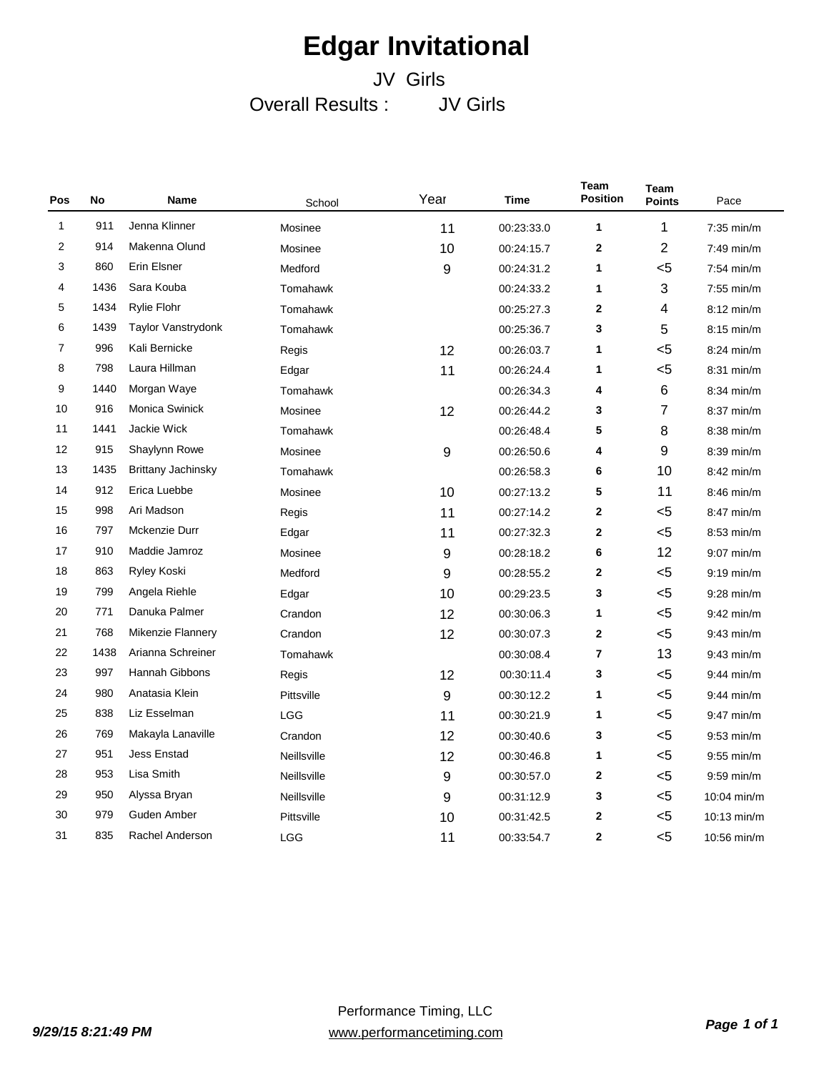# Edgar Invitational

JV Girls

Overall Results : JV Girls

| Pos | No | Name | School | Year | Time | Team Position | Team Points | Pace |
|---|---|---|---|---|---|---|---|---|
| 1 | 911 | Jenna Klinner | Mosinee | 11 | 00:23:33.0 | 1 | 1 | 7:35 min/m |
| 2 | 914 | Makenna Olund | Mosinee | 10 | 00:24:15.7 | 2 | 2 | 7:49 min/m |
| 3 | 860 | Erin Elsner | Medford | 9 | 00:24:31.2 | 1 | <5 | 7:54 min/m |
| 4 | 1436 | Sara Kouba | Tomahawk | | 00:24:33.2 | 1 | 3 | 7:55 min/m |
| 5 | 1434 | Rylie Flohr | Tomahawk | | 00:25:27.3 | 2 | 4 | 8:12 min/m |
| 6 | 1439 | Taylor Vanstrydonk | Tomahawk | | 00:25:36.7 | 3 | 5 | 8:15 min/m |
| 7 | 996 | Kali Bernicke | Regis | 12 | 00:26:03.7 | 1 | <5 | 8:24 min/m |
| 8 | 798 | Laura Hillman | Edgar | 11 | 00:26:24.4 | 1 | <5 | 8:31 min/m |
| 9 | 1440 | Morgan Waye | Tomahawk | | 00:26:34.3 | 4 | 6 | 8:34 min/m |
| 10 | 916 | Monica Swinick | Mosinee | 12 | 00:26:44.2 | 3 | 7 | 8:37 min/m |
| 11 | 1441 | Jackie Wick | Tomahawk | | 00:26:48.4 | 5 | 8 | 8:38 min/m |
| 12 | 915 | Shaylynn Rowe | Mosinee | 9 | 00:26:50.6 | 4 | 9 | 8:39 min/m |
| 13 | 1435 | Brittany Jachinsky | Tomahawk | | 00:26:58.3 | 6 | 10 | 8:42 min/m |
| 14 | 912 | Erica Luebbe | Mosinee | 10 | 00:27:13.2 | 5 | 11 | 8:46 min/m |
| 15 | 998 | Ari Madson | Regis | 11 | 00:27:14.2 | 2 | <5 | 8:47 min/m |
| 16 | 797 | Mckenzie Durr | Edgar | 11 | 00:27:32.3 | 2 | <5 | 8:53 min/m |
| 17 | 910 | Maddie Jamroz | Mosinee | 9 | 00:28:18.2 | 6 | 12 | 9:07 min/m |
| 18 | 863 | Ryley Koski | Medford | 9 | 00:28:55.2 | 2 | <5 | 9:19 min/m |
| 19 | 799 | Angela Riehle | Edgar | 10 | 00:29:23.5 | 3 | <5 | 9:28 min/m |
| 20 | 771 | Danuka Palmer | Crandon | 12 | 00:30:06.3 | 1 | <5 | 9:42 min/m |
| 21 | 768 | Mikenzie Flannery | Crandon | 12 | 00:30:07.3 | 2 | <5 | 9:43 min/m |
| 22 | 1438 | Arianna Schreiner | Tomahawk | | 00:30:08.4 | 7 | 13 | 9:43 min/m |
| 23 | 997 | Hannah Gibbons | Regis | 12 | 00:30:11.4 | 3 | <5 | 9:44 min/m |
| 24 | 980 | Anatasia Klein | Pittsville | 9 | 00:30:12.2 | 1 | <5 | 9:44 min/m |
| 25 | 838 | Liz Esselman | LGG | 11 | 00:30:21.9 | 1 | <5 | 9:47 min/m |
| 26 | 769 | Makayla Lanaville | Crandon | 12 | 00:30:40.6 | 3 | <5 | 9:53 min/m |
| 27 | 951 | Jess Enstad | Neillsville | 12 | 00:30:46.8 | 1 | <5 | 9:55 min/m |
| 28 | 953 | Lisa Smith | Neillsville | 9 | 00:30:57.0 | 2 | <5 | 9:59 min/m |
| 29 | 950 | Alyssa Bryan | Neillsville | 9 | 00:31:12.9 | 3 | <5 | 10:04 min/m |
| 30 | 979 | Guden Amber | Pittsville | 10 | 00:31:42.5 | 2 | <5 | 10:13 min/m |
| 31 | 835 | Rachel Anderson | LGG | 11 | 00:33:54.7 | 2 | <5 | 10:56 min/m |

*9/29/15 8:21:49 PM*

Performance Timing, LLC
www.performancetiming.com